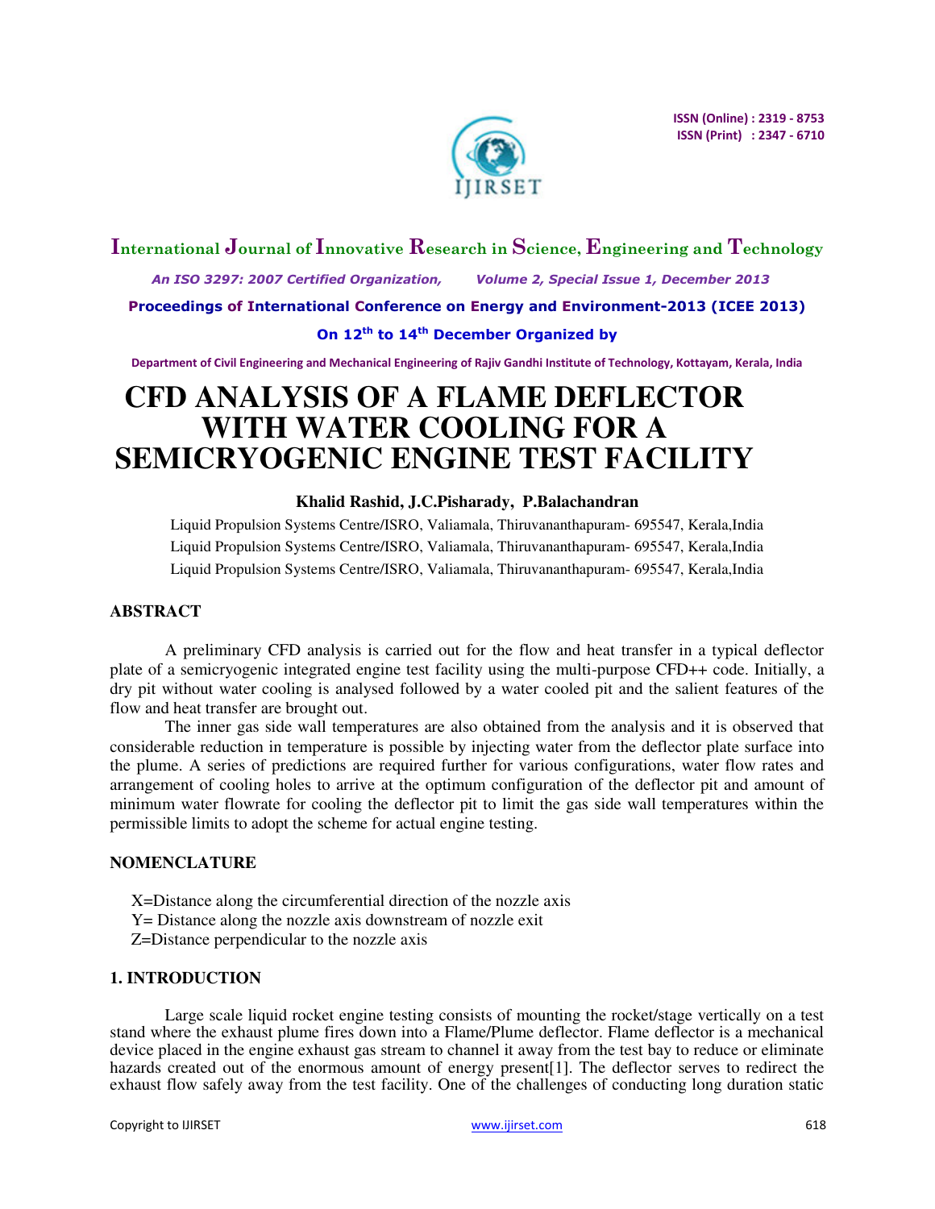# CFD ANALYSIS OF A FLAME DEFLECTOR WITH WATER COOLING FOR A SEMICRYOGENIC ENGINE TEST FACILITY

**Khalid Rashid, J.C.Pisharady, P.Balachandran**

Liquid Propulsion Systems Centre/ISRO, Valiamala, Thiruvananthapuram- 695547, Kerala,India

Liquid Propulsion Systems Centre/ISRO, Valiamala, Thiruvananthapuram- 695547, Kerala,India

Liquid Propulsion Systems Centre/ISRO, Valiamala, Thiruvananthapuram- 695547, Kerala,India

## ABSTRACT

A preliminary CFD analysis is carried out for the flow and heat transfer in a typical deflector plate of a semicryogenic integrated engine test facility using the multi-purpose CFD++ code. Initially, a dry pit without water cooling is analysed followed by a water cooled pit and the salient features of the flow and heat transfer are brought out.

The inner gas side wall temperatures are also obtained from the analysis and it is observed that considerable reduction in temperature is possible by injecting water from the deflector plate surface into the plume. A series of predictions are required further for various configurations, water flow rates and arrangement of cooling holes to arrive at the optimum configuration of the deflector pit and amount of minimum water flowrate for cooling the deflector pit to limit the gas side wall temperatures within the permissible limits to adopt the scheme for actual engine testing.

## NOMENCLATURE

X=Distance along the circumferential direction of the nozzle axis

Y= Distance along the nozzle axis downstream of nozzle exit

Z=Distance perpendicular to the nozzle axis

## 1. INTRODUCTION

Large scale liquid rocket engine testing consists of mounting the rocket/stage vertically on a test stand where the exhaust plume fires down into a Flame/Plume deflector. Flame deflector is a mechanical device placed in the engine exhaust gas stream to channel it away from the test bay to reduce or eliminate hazards created out of the enormous amount of energy present[1]. The deflector serves to redirect the exhaust flow safely away from the test facility. One of the challenges of conducting long duration static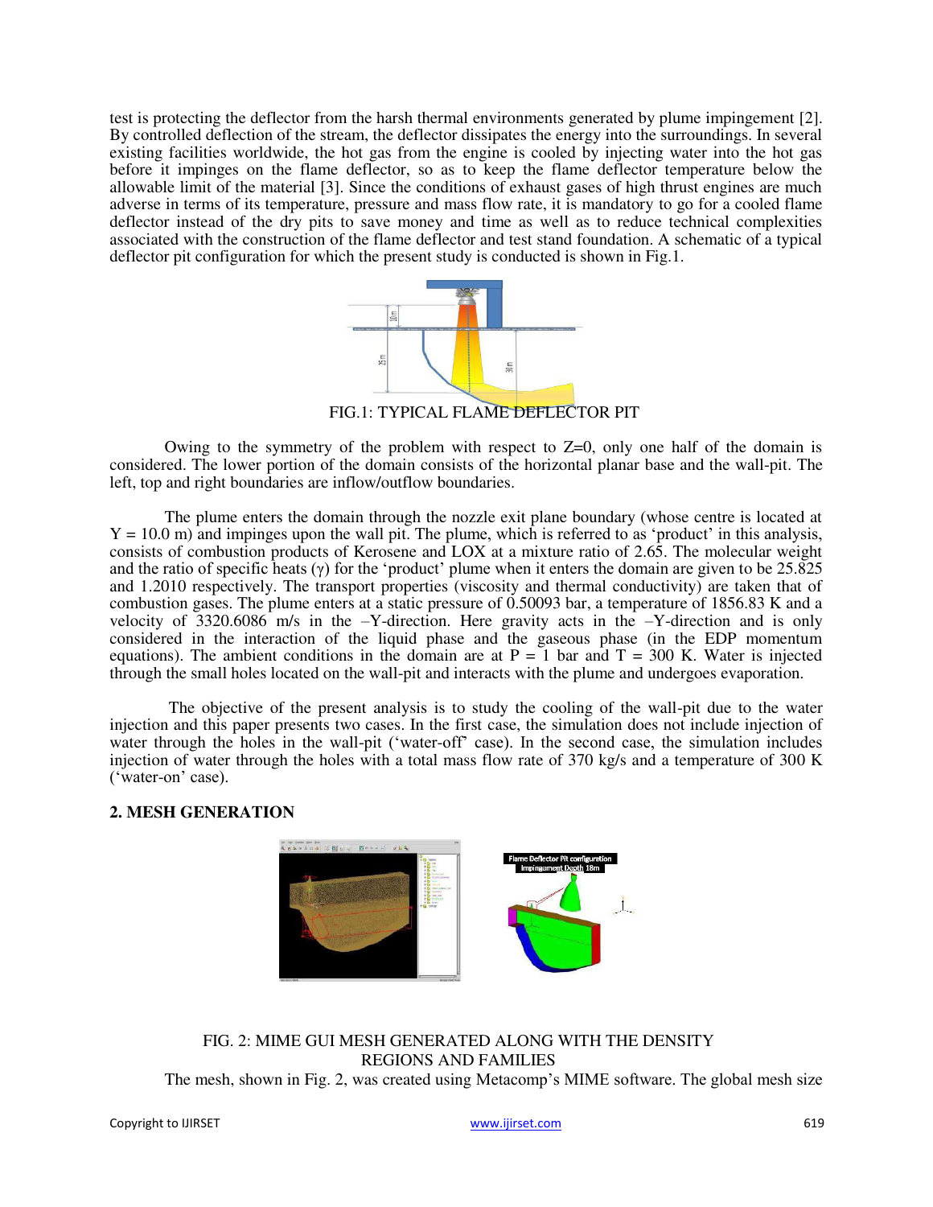test is protecting the deflector from the harsh thermal environments generated by plume impingement [2]. By controlled deflection of the stream, the deflector dissipates the energy into the surroundings. In several existing facilities worldwide, the hot gas from the engine is cooled by injecting water into the hot gas before it impinges on the flame deflector, so as to keep the flame deflector temperature below the allowable limit of the material [3]. Since the conditions of exhaust gases of high thrust engines are much adverse in terms of its temperature, pressure and mass flow rate, it is mandatory to go for a cooled flame deflector instead of the dry pits to save money and time as well as to reduce technical complexities associated with the construction of the flame deflector and test stand foundation. A schematic of a typical deflector pit configuration for which the present study is conducted is shown in Fig.1.

FIG.1: TYPICAL FLAME DEFLECTOR PIT

Owing to the symmetry of the problem with respect to Z=0, only one half of the domain is considered. The lower portion of the domain consists of the horizontal planar base and the wall-pit. The left, top and right boundaries are inflow/outflow boundaries.

The plume enters the domain through the nozzle exit plane boundary (whose centre is located at Y = 10.0 m) and impinges upon the wall pit. The plume, which is referred to as 'product' in this analysis, consists of combustion products of Kerosene and LOX at a mixture ratio of 2.65. The molecular weight and the ratio of specific heats ($\gamma$) for the 'product' plume when it enters the domain are given to be 25.825 and 1.2010 respectively. The transport properties (viscosity and thermal conductivity) are taken that of combustion gases. The plume enters at a static pressure of 0.50093 bar, a temperature of 1856.83 K and a velocity of 3320.6086 m/s in the –Y-direction. Here gravity acts in the –Y-direction and is only considered in the interaction of the liquid phase and the gaseous phase (in the EDP momentum equations). The ambient conditions in the domain are at P = 1 bar and T = 300 K. Water is injected through the small holes located on the wall-pit and interacts with the plume and undergoes evaporation.

The objective of the present analysis is to study the cooling of the wall-pit due to the water injection and this paper presents two cases. In the first case, the simulation does not include injection of water through the holes in the wall-pit ('water-off' case). In the second case, the simulation includes injection of water through the holes with a total mass flow rate of 370 kg/s and a temperature of 300 K ('water-on' case).

## 2. MESH GENERATION

FIG. 2: MIME GUI MESH GENERATED ALONG WITH THE DENSITY REGIONS AND FAMILIES

The mesh, shown in Fig. 2, was created using Metacomp's MIME software. The global mesh size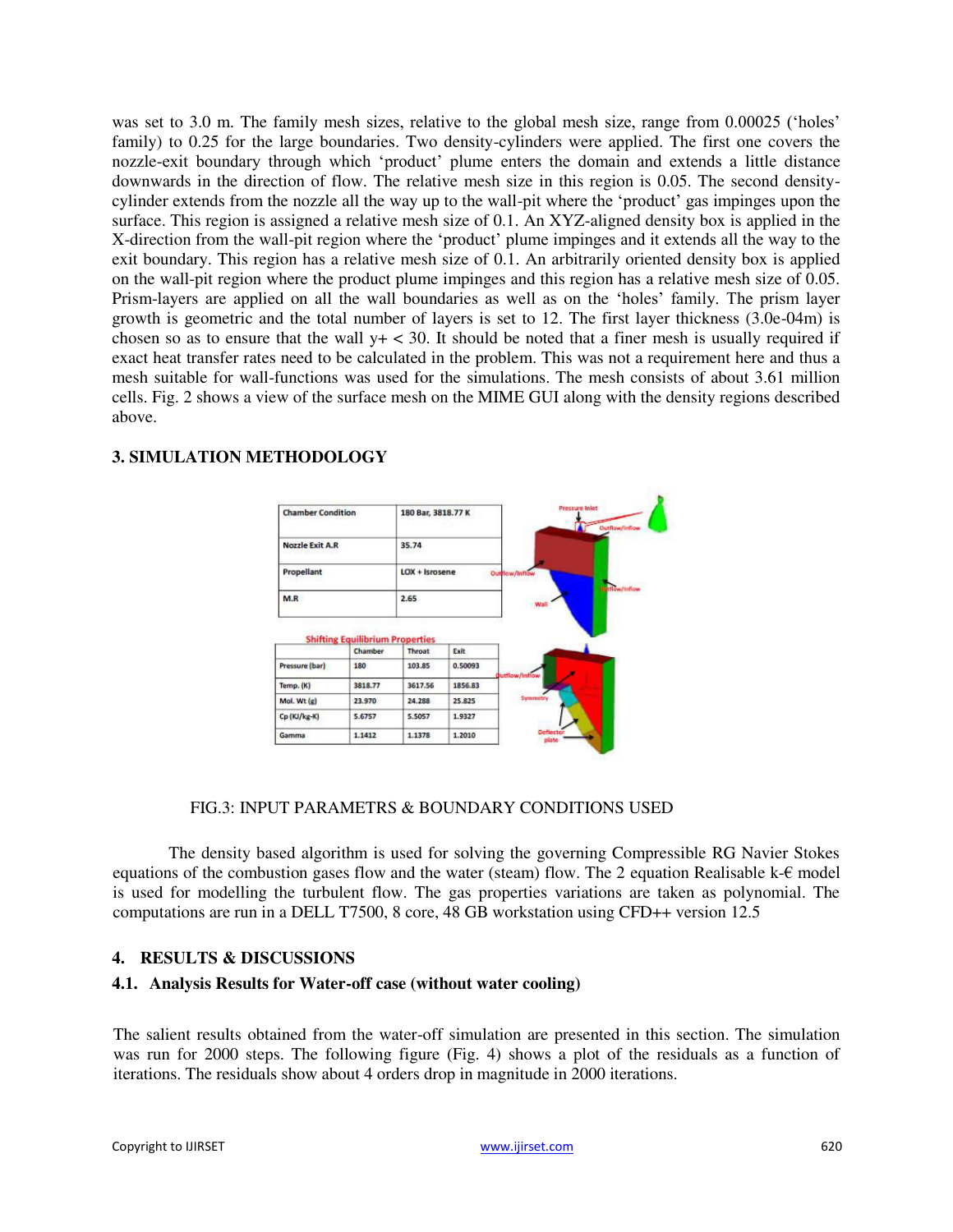was set to 3.0 m. The family mesh sizes, relative to the global mesh size, range from 0.00025 ('holes' family) to 0.25 for the large boundaries. Two density-cylinders were applied. The first one covers the nozzle-exit boundary through which 'product' plume enters the domain and extends a little distance downwards in the direction of flow. The relative mesh size in this region is 0.05. The second density-cylinder extends from the nozzle all the way up to the wall-pit where the 'product' gas impinges upon the surface. This region is assigned a relative mesh size of 0.1. An XYZ-aligned density box is applied in the X-direction from the wall-pit region where the 'product' plume impinges and it extends all the way to the exit boundary. This region has a relative mesh size of 0.1. An arbitrarily oriented density box is applied on the wall-pit region where the product plume impinges and this region has a relative mesh size of 0.05. Prism-layers are applied on all the wall boundaries as well as on the 'holes' family. The prism layer growth is geometric and the total number of layers is set to 12. The first layer thickness (3.0e-04m) is chosen so as to ensure that the wall y+ < 30. It should be noted that a finer mesh is usually required if exact heat transfer rates need to be calculated in the problem. This was not a requirement here and thus a mesh suitable for wall-functions was used for the simulations. The mesh consists of about 3.61 million cells. Fig. 2 shows a view of the surface mesh on the MIME GUI along with the density regions described above.

## 3. SIMULATION METHODOLOGY

| Chamber Condition | 180 Bar, 3818.77 K |
|---|---|
| Nozzle Exit A.R | 35.74 |
| Propellant | LOX + Isrosene |
| M.R | 2.65 |

Shifting Equilibrium Properties

| | Chamber | Throat | Exit |
|---|---|---|---|
| Pressure (bar) | 180 | 103.85 | 0.50093 |
| Temp. (K) | 3818.77 | 3617.56 | 1856.83 |
| Mol. Wt (g) | 23.970 | 24.288 | 25.825 |
| Cp (KJ/kg-K) | 5.6757 | 5.5057 | 1.9327 |
| Gamma | 1.1412 | 1.1378 | 1.2010 |

FIG.3: INPUT PARAMETRS & BOUNDARY CONDITIONS USED

The density based algorithm is used for solving the governing Compressible RG Navier Stokes equations of the combustion gases flow and the water (steam) flow. The 2 equation Realisable k-€ model is used for modelling the turbulent flow. The gas properties variations are taken as polynomial. The computations are run in a DELL T7500, 8 core, 48 GB workstation using CFD++ version 12.5

## 4. RESULTS & DISCUSSIONS

### 4.1. Analysis Results for Water-off case (without water cooling)

The salient results obtained from the water-off simulation are presented in this section. The simulation was run for 2000 steps. The following figure (Fig. 4) shows a plot of the residuals as a function of iterations. The residuals show about 4 orders drop in magnitude in 2000 iterations.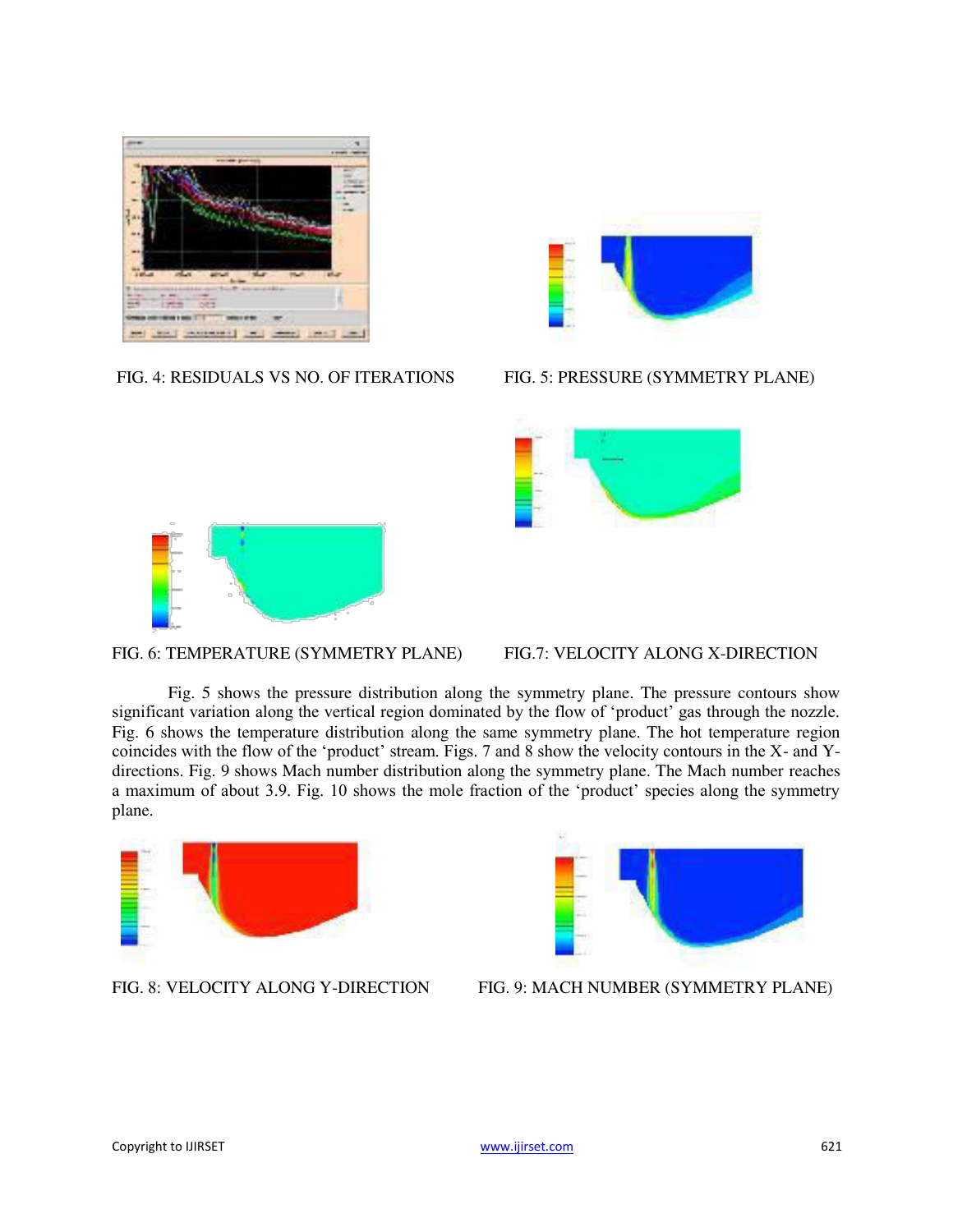FIG. 4: RESIDUALS VS NO. OF ITERATIONS

FIG. 5: PRESSURE (SYMMETRY PLANE)

FIG. 6: TEMPERATURE (SYMMETRY PLANE)

FIG.7: VELOCITY ALONG X-DIRECTION

Fig. 5 shows the pressure distribution along the symmetry plane. The pressure contours show significant variation along the vertical region dominated by the flow of 'product' gas through the nozzle. Fig. 6 shows the temperature distribution along the same symmetry plane. The hot temperature region coincides with the flow of the 'product' stream. Figs. 7 and 8 show the velocity contours in the X- and Y-directions. Fig. 9 shows Mach number distribution along the symmetry plane. The Mach number reaches a maximum of about 3.9. Fig. 10 shows the mole fraction of the 'product' species along the symmetry plane.

FIG. 8: VELOCITY ALONG Y-DIRECTION

FIG. 9: MACH NUMBER (SYMMETRY PLANE)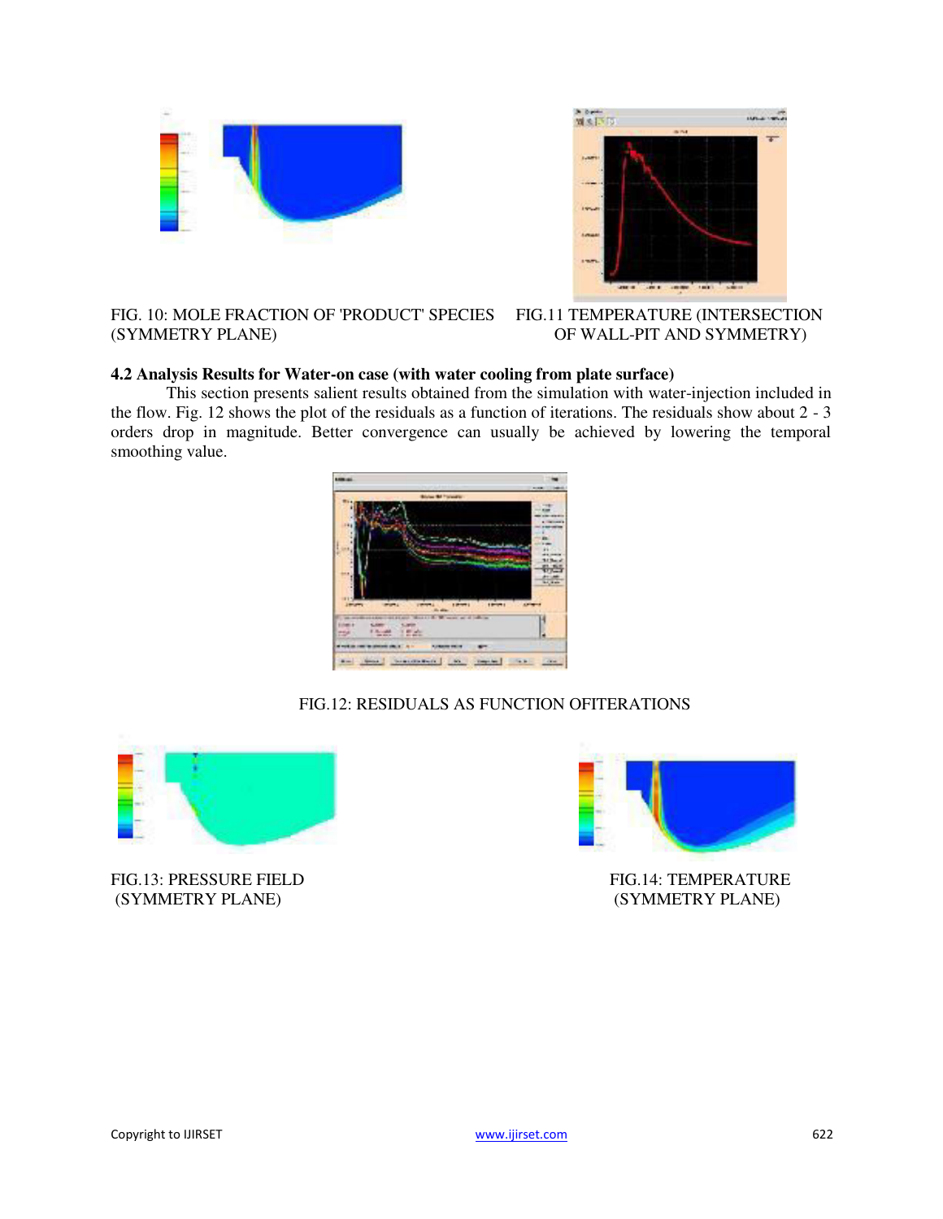FIG. 10: MOLE FRACTION OF 'PRODUCT' SPECIES (SYMMETRY PLANE)

FIG.11 TEMPERATURE (INTERSECTION OF WALL-PIT AND SYMMETRY)

**4.2 Analysis Results for Water-on case (with water cooling from plate surface)**

This section presents salient results obtained from the simulation with water-injection included in the flow. Fig. 12 shows the plot of the residuals as a function of iterations. The residuals show about 2 - 3 orders drop in magnitude. Better convergence can usually be achieved by lowering the temporal smoothing value.

FIG.12: RESIDUALS AS FUNCTION OFITERATIONS

FIG.13: PRESSURE FIELD (SYMMETRY PLANE)

FIG.14: TEMPERATURE (SYMMETRY PLANE)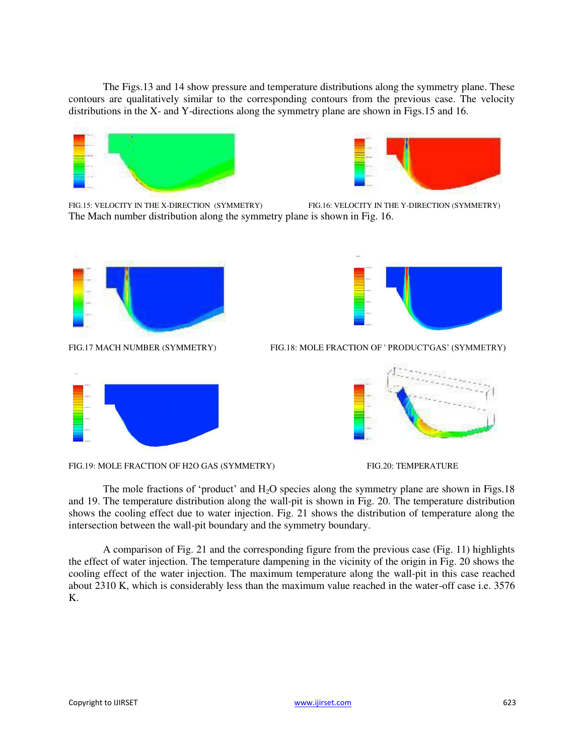The Figs.13 and 14 show pressure and temperature distributions along the symmetry plane. These contours are qualitatively similar to the corresponding contours from the previous case. The velocity distributions in the X- and Y-directions along the symmetry plane are shown in Figs.15 and 16.

FIG.15: VELOCITY IN THE X-DIRECTION (SYMMETRY)

FIG.16: VELOCITY IN THE Y-DIRECTION (SYMMETRY)

The Mach number distribution along the symmetry plane is shown in Fig. 16.

FIG.17 MACH NUMBER (SYMMETRY)

FIG.18: MOLE FRACTION OF ' PRODUCT'GAS' (SYMMETRY)

FIG.19: MOLE FRACTION OF H2O GAS (SYMMETRY)

FIG.20: TEMPERATURE

The mole fractions of 'product' and $H_2O$ species along the symmetry plane are shown in Figs.18 and 19. The temperature distribution along the wall-pit is shown in Fig. 20. The temperature distribution shows the cooling effect due to water injection. Fig. 21 shows the distribution of temperature along the intersection between the wall-pit boundary and the symmetry boundary.

A comparison of Fig. 21 and the corresponding figure from the previous case (Fig. 11) highlights the effect of water injection. The temperature dampening in the vicinity of the origin in Fig. 20 shows the cooling effect of the water injection. The maximum temperature along the wall-pit in this case reached about 2310 K, which is considerably less than the maximum value reached in the water-off case i.e. 3576 K.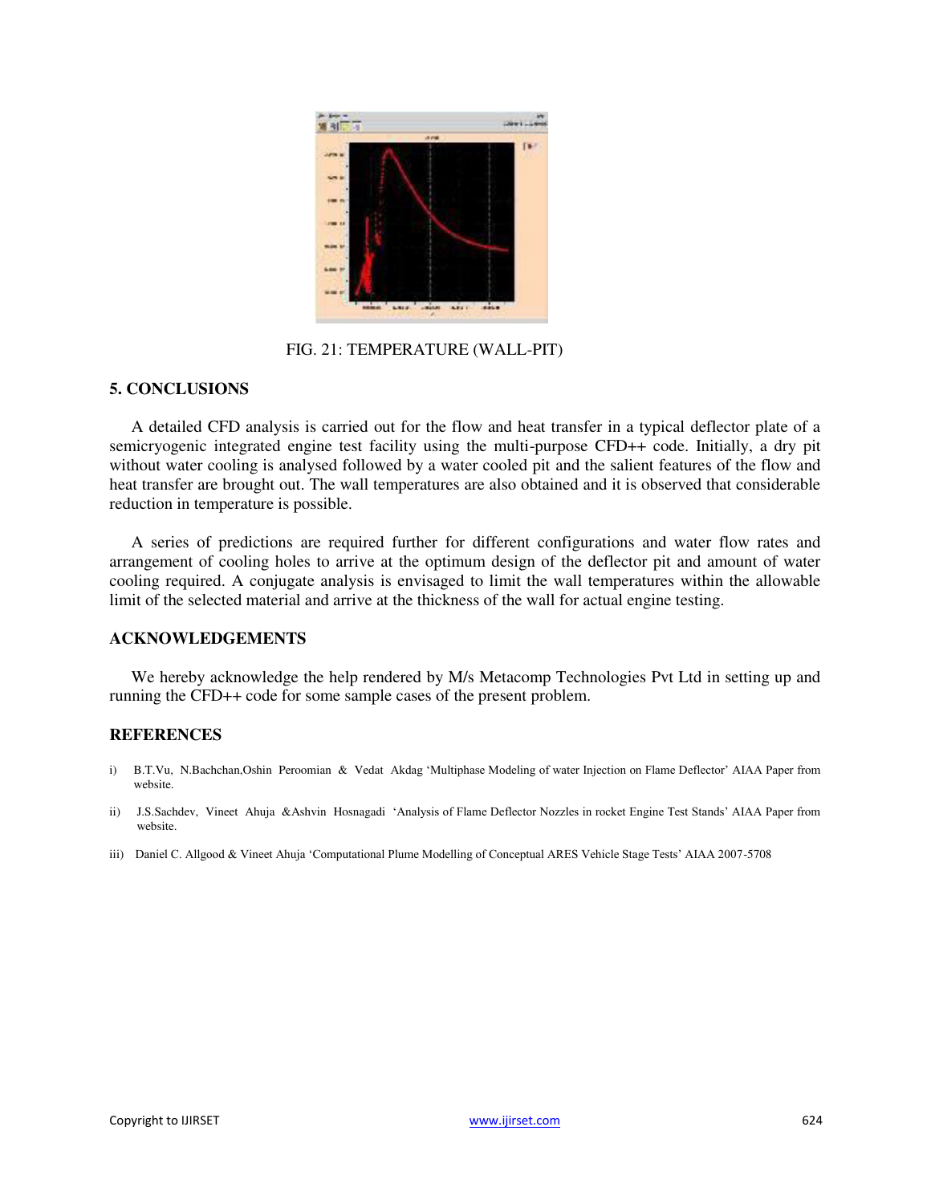FIG. 21: TEMPERATURE (WALL-PIT)

## 5. CONCLUSIONS

A detailed CFD analysis is carried out for the flow and heat transfer in a typical deflector plate of a semicryogenic integrated engine test facility using the multi-purpose CFD++ code. Initially, a dry pit without water cooling is analysed followed by a water cooled pit and the salient features of the flow and heat transfer are brought out. The wall temperatures are also obtained and it is observed that considerable reduction in temperature is possible.

A series of predictions are required further for different configurations and water flow rates and arrangement of cooling holes to arrive at the optimum design of the deflector pit and amount of water cooling required. A conjugate analysis is envisaged to limit the wall temperatures within the allowable limit of the selected material and arrive at the thickness of the wall for actual engine testing.

## ACKNOWLEDGEMENTS

We hereby acknowledge the help rendered by M/s Metacomp Technologies Pvt Ltd in setting up and running the CFD++ code for some sample cases of the present problem.

## REFERENCES

i) B.T.Vu, N.Bachchan,Oshin Peroomian & Vedat Akdag 'Multiphase Modeling of water Injection on Flame Deflector' AIAA Paper from website.

ii) J.S.Sachdev, Vineet Ahuja &Ashvin Hosnagadi 'Analysis of Flame Deflector Nozzles in rocket Engine Test Stands' AIAA Paper from website.

iii) Daniel C. Allgood & Vineet Ahuja 'Computational Plume Modelling of Conceptual ARES Vehicle Stage Tests' AIAA 2007-5708